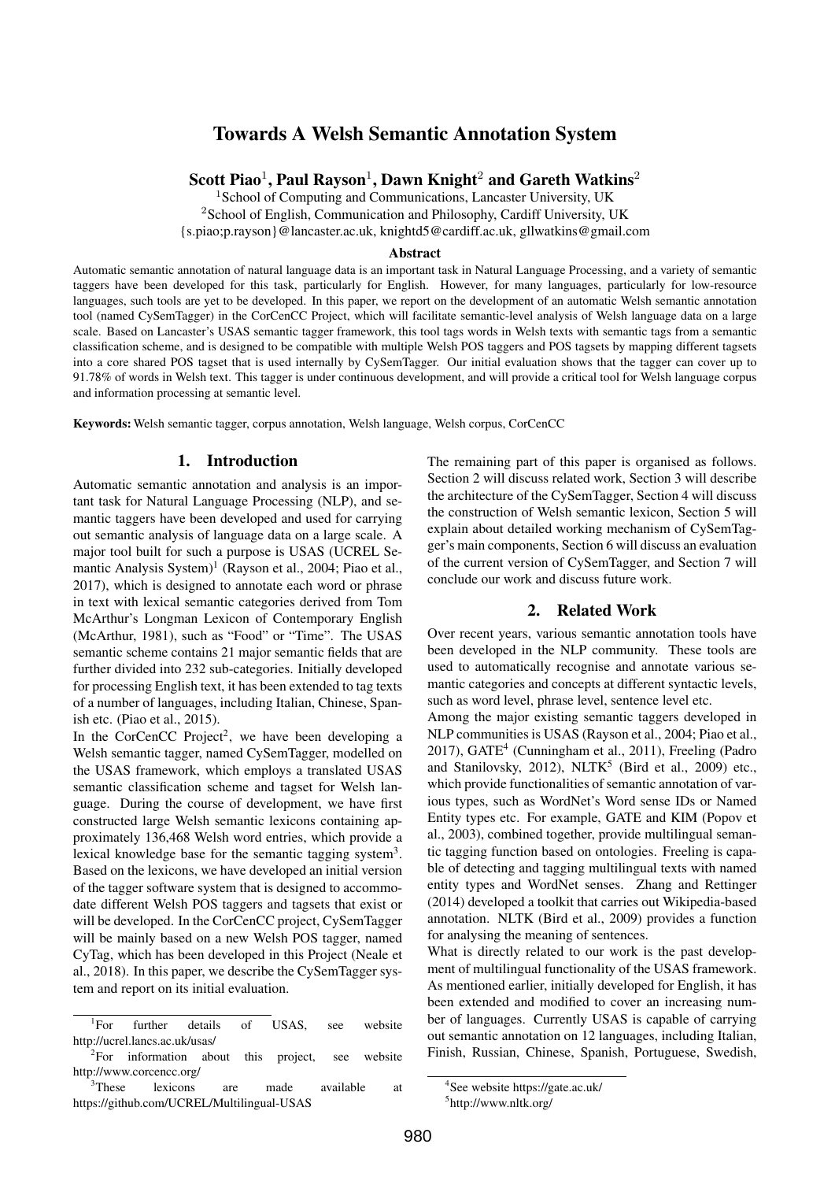# Towards A Welsh Semantic Annotation System

**Scott Piao[1], Paul Rayson[1], Dawn Knight[2] and Gareth Watkins[2]**

[1]School of Computing and Communications, Lancaster University, UK
[2]School of English, Communication and Philosophy, Cardiff University, UK
{s.piao;p.rayson}@lancaster.ac.uk, knightd5@cardiff.ac.uk, gllwatkins@gmail.com

### Abstract

Automatic semantic annotation of natural language data is an important task in Natural Language Processing, and a variety of semantic taggers have been developed for this task, particularly for English. However, for many languages, particularly for low-resource languages, such tools are yet to be developed. In this paper, we report on the development of an automatic Welsh semantic annotation tool (named CySemTagger) in the CorCenCC Project, which will facilitate semantic-level analysis of Welsh language data on a large scale. Based on Lancaster's USAS semantic tagger framework, this tool tags words in Welsh texts with semantic tags from a semantic classification scheme, and is designed to be compatible with multiple Welsh POS taggers and POS tagsets by mapping different tagsets into a core shared POS tagset that is used internally by CySemTagger. Our initial evaluation shows that the tagger can cover up to 91.78% of words in Welsh text. This tagger is under continuous development, and will provide a critical tool for Welsh language corpus and information processing at semantic level.

**Keywords:** Welsh semantic tagger, corpus annotation, Welsh language, Welsh corpus, CorCenCC

## 1. Introduction

Automatic semantic annotation and analysis is an important task for Natural Language Processing (NLP), and semantic taggers have been developed and used for carrying out semantic analysis of language data on a large scale. A major tool built for such a purpose is USAS (UCREL Semantic Analysis System)[1] (Rayson et al., 2004; Piao et al., 2017), which is designed to annotate each word or phrase in text with lexical semantic categories derived from Tom McArthur's Longman Lexicon of Contemporary English (McArthur, 1981), such as "Food" or "Time". The USAS semantic scheme contains 21 major semantic fields that are further divided into 232 sub-categories. Initially developed for processing English text, it has been extended to tag texts of a number of languages, including Italian, Chinese, Spanish etc. (Piao et al., 2015).

In the CorCenCC Project[2], we have been developing a Welsh semantic tagger, named CySemTagger, modelled on the USAS framework, which employs a translated USAS semantic classification scheme and tagset for Welsh language. During the course of development, we have first constructed large Welsh semantic lexicons containing approximately 136,468 Welsh word entries, which provide a lexical knowledge base for the semantic tagging system[3]. Based on the lexicons, we have developed an initial version of the tagger software system that is designed to accommodate different Welsh POS taggers and tagsets that exist or will be developed. In the CorCenCC project, CySemTagger will be mainly based on a new Welsh POS tagger, named CyTag, which has been developed in this Project (Neale et al., 2018). In this paper, we describe the CySemTagger system and report on its initial evaluation.

The remaining part of this paper is organised as follows. Section 2 will discuss related work, Section 3 will describe the architecture of the CySemTagger, Section 4 will discuss the construction of Welsh semantic lexicon, Section 5 will explain about detailed working mechanism of CySemTagger's main components, Section 6 will discuss an evaluation of the current version of CySemTagger, and Section 7 will conclude our work and discuss future work.

## 2. Related Work

Over recent years, various semantic annotation tools have been developed in the NLP community. These tools are used to automatically recognise and annotate various semantic categories and concepts at different syntactic levels, such as word level, phrase level, sentence level etc.

Among the major existing semantic taggers developed in NLP communities is USAS (Rayson et al., 2004; Piao et al., 2017), GATE[4] (Cunningham et al., 2011), Freeling (Padro and Stanilovsky, 2012), NLTK[5] (Bird et al., 2009) etc., which provide functionalities of semantic annotation of various types, such as WordNet's Word sense IDs or Named Entity types etc. For example, GATE and KIM (Popov et al., 2003), combined together, provide multilingual semantic tagging function based on ontologies. Freeling is capable of detecting and tagging multilingual texts with named entity types and WordNet senses. Zhang and Rettinger (2014) developed a toolkit that carries out Wikipedia-based annotation. NLTK (Bird et al., 2009) provides a function for analysing the meaning of sentences.

What is directly related to our work is the past development of multilingual functionality of the USAS framework. As mentioned earlier, initially developed for English, it has been extended and modified to cover an increasing number of languages. Currently USAS is capable of carrying out semantic annotation on 12 languages, including Italian, Finish, Russian, Chinese, Spanish, Portuguese, Swedish,

---

[1] For further details of USAS, see website http://ucrel.lancs.ac.uk/usas/

[2] For information about this project, see website http://www.corcencc.org/

[3] These lexicons are made available at https://github.com/UCREL/Multilingual-USAS

[4] See website https://gate.ac.uk/

[5] http://www.nltk.org/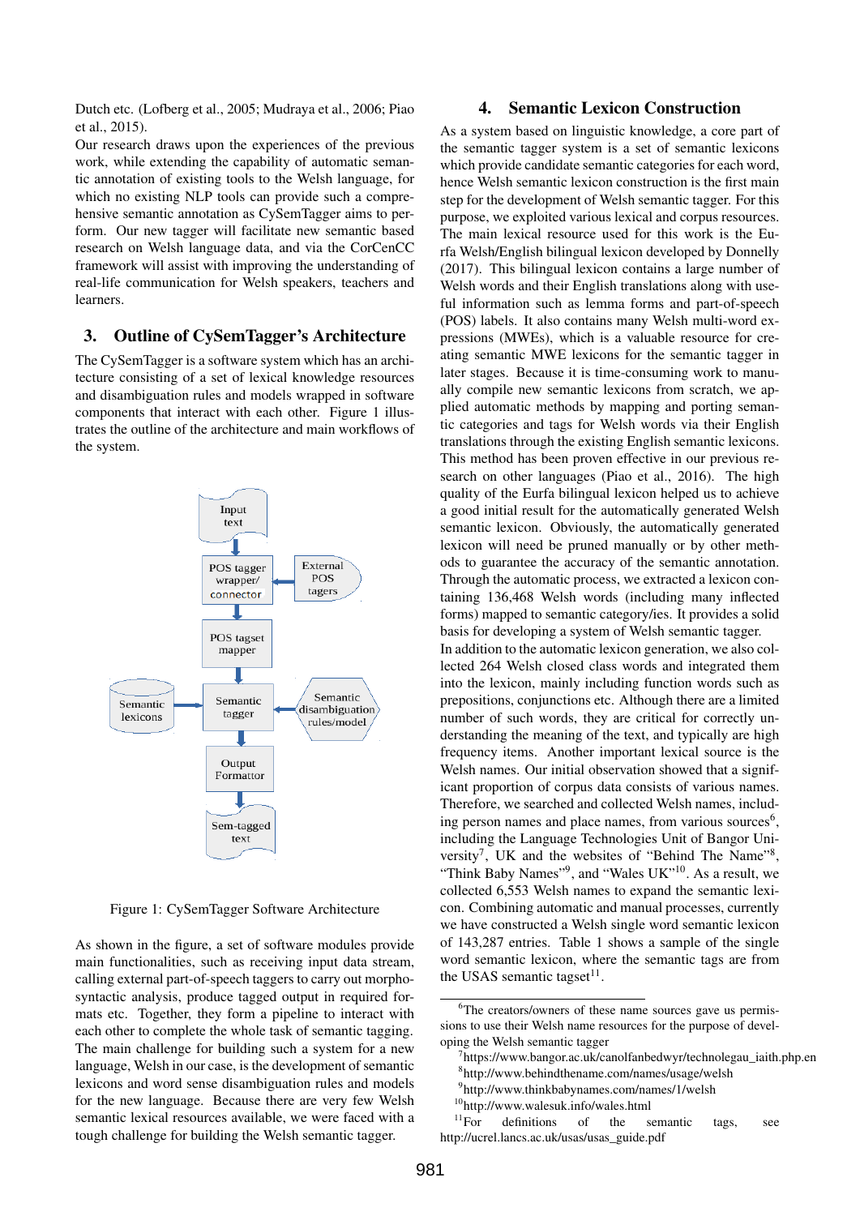Dutch etc. (Lofberg et al., 2005; Mudraya et al., 2006; Piao et al., 2015).

Our research draws upon the experiences of the previous work, while extending the capability of automatic semantic annotation of existing tools to the Welsh language, for which no existing NLP tools can provide such a comprehensive semantic annotation as CySemTagger aims to perform. Our new tagger will facilitate new semantic based research on Welsh language data, and via the CorCenCC framework will assist with improving the understanding of real-life communication for Welsh speakers, teachers and learners.

## 3. Outline of CySemTagger's Architecture

The CySemTagger is a software system which has an architecture consisting of a set of lexical knowledge resources and disambiguation rules and models wrapped in software components that interact with each other. Figure 1 illustrates the outline of the architecture and main workflows of the system.

Figure 1: CySemTagger Software Architecture

As shown in the figure, a set of software modules provide main functionalities, such as receiving input data stream, calling external part-of-speech taggers to carry out morpho-syntactic analysis, produce tagged output in required formats etc. Together, they form a pipeline to interact with each other to complete the whole task of semantic tagging. The main challenge for building such a system for a new language, Welsh in our case, is the development of semantic lexicons and word sense disambiguation rules and models for the new language. Because there are very few Welsh semantic lexical resources available, we were faced with a tough challenge for building the Welsh semantic tagger.

## 4. Semantic Lexicon Construction

As a system based on linguistic knowledge, a core part of the semantic tagger system is a set of semantic lexicons which provide candidate semantic categories for each word, hence Welsh semantic lexicon construction is the first main step for the development of Welsh semantic tagger. For this purpose, we exploited various lexical and corpus resources. The main lexical resource used for this work is the Eurfa Welsh/English bilingual lexicon developed by Donnelly (2017). This bilingual lexicon contains a large number of Welsh words and their English translations along with useful information such as lemma forms and part-of-speech (POS) labels. It also contains many Welsh multi-word expressions (MWEs), which is a valuable resource for creating semantic MWE lexicons for the semantic tagger in later stages. Because it is time-consuming work to manually compile new semantic lexicons from scratch, we applied automatic methods by mapping and porting semantic categories and tags for Welsh words via their English translations through the existing English semantic lexicons. This method has been proven effective in our previous research on other languages (Piao et al., 2016). The high quality of the Eurfa bilingual lexicon helped us to achieve a good initial result for the automatically generated Welsh semantic lexicon. Obviously, the automatically generated lexicon will need be pruned manually or by other methods to guarantee the accuracy of the semantic annotation. Through the automatic process, we extracted a lexicon containing 136,468 Welsh words (including many inflected forms) mapped to semantic category/ies. It provides a solid basis for developing a system of Welsh semantic tagger.

In addition to the automatic lexicon generation, we also collected 264 Welsh closed class words and integrated them into the lexicon, mainly including function words such as prepositions, conjunctions etc. Although there are a limited number of such words, they are critical for correctly understanding the meaning of the text, and typically are high frequency items. Another important lexical source is the Welsh names. Our initial observation showed that a significant proportion of corpus data consists of various names. Therefore, we searched and collected Welsh names, including person names and place names, from various sources[6], including the Language Technologies Unit of Bangor University[7], UK and the websites of "Behind The Name"[8], "Think Baby Names"[9], and "Wales UK"[10]. As a result, we collected 6,553 Welsh names to expand the semantic lexicon. Combining automatic and manual processes, currently we have constructed a Welsh single word semantic lexicon of 143,287 entries. Table 1 shows a sample of the single word semantic lexicon, where the semantic tags are from the USAS semantic tagset[11].

---

[6] The creators/owners of these name sources gave us permissions to use their Welsh name resources for the purpose of developing the Welsh semantic tagger

[7] https://www.bangor.ac.uk/canolfanbedwyr/technolegau_iaith.php.en

[8] http://www.behindthename.com/names/usage/welsh

[9] http://www.thinkbabynames.com/names/1/welsh

[10] http://www.walesuk.info/wales.html

[11] For definitions of the semantic tags, see http://ucrel.lancs.ac.uk/usas/usas_guide.pdf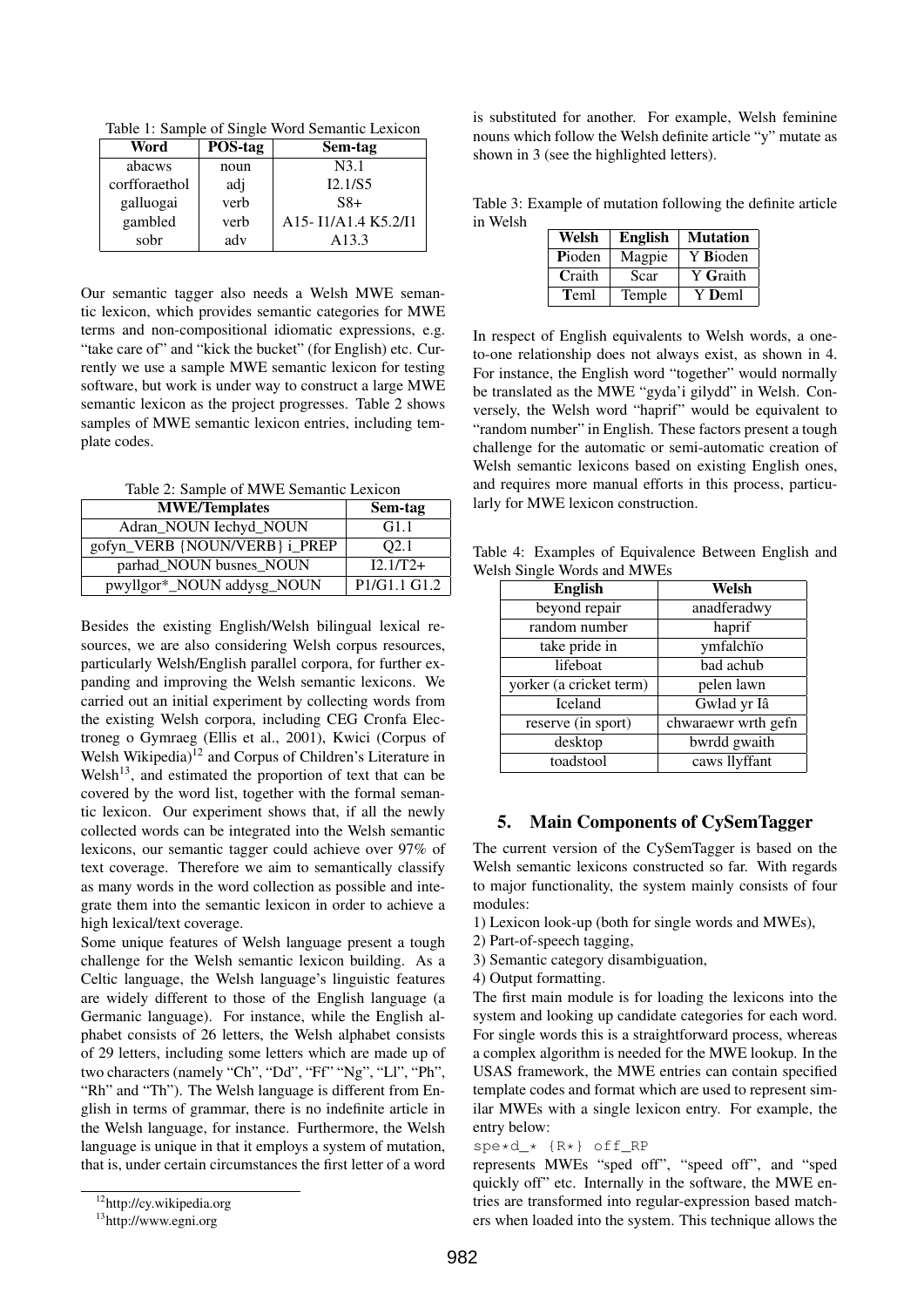Table 1: Sample of Single Word Semantic Lexicon

| Word | POS-tag | Sem-tag |
|---|---|---|
| abacws | noun | N3.1 |
| corfforaethol | adj | I2.1/S5 |
| galluogai | verb | S8+ |
| gambled | verb | A15- I1/A1.4 K5.2/I1 |
| sobr | adv | A13.3 |

Our semantic tagger also needs a Welsh MWE semantic lexicon, which provides semantic categories for MWE terms and non-compositional idiomatic expressions, e.g. "take care of" and "kick the bucket" (for English) etc. Currently we use a sample MWE semantic lexicon for testing software, but work is under way to construct a large MWE semantic lexicon as the project progresses. Table 2 shows samples of MWE semantic lexicon entries, including template codes.

Table 2: Sample of MWE Semantic Lexicon

| MWE/Templates | Sem-tag |
|---|---|
| Adran_NOUN Iechyd_NOUN | G1.1 |
| gofyn_VERB {NOUN/VERB} i_PREP | Q2.1 |
| parhad_NOUN busnes_NOUN | I2.1/T2+ |
| pwyllgor*_NOUN addysg_NOUN | P1/G1.1 G1.2 |

Besides the existing English/Welsh bilingual lexical resources, we are also considering Welsh corpus resources, particularly Welsh/English parallel corpora, for further expanding and improving the Welsh semantic lexicons. We carried out an initial experiment by collecting words from the existing Welsh corpora, including CEG Cronfa Electroneg o Gymraeg (Ellis et al., 2001), Kwici (Corpus of Welsh Wikipedia)[12] and Corpus of Children's Literature in Welsh[13], and estimated the proportion of text that can be covered by the word list, together with the formal semantic lexicon. Our experiment shows that, if all the newly collected words can be integrated into the Welsh semantic lexicons, our semantic tagger could achieve over 97% of text coverage. Therefore we aim to semantically classify as many words in the word collection as possible and integrate them into the semantic lexicon in order to achieve a high lexical/text coverage.

Some unique features of Welsh language present a tough challenge for the Welsh semantic lexicon building. As a Celtic language, the Welsh language's linguistic features are widely different to those of the English language (a Germanic language). For instance, while the English alphabet consists of 26 letters, the Welsh alphabet consists of 29 letters, including some letters which are made up of two characters (namely "Ch", "Dd", "Ff" "Ng", "Ll", "Ph", "Rh" and "Th"). The Welsh language is different from English in terms of grammar, there is no indefinite article in the Welsh language, for instance. Furthermore, the Welsh language is unique in that it employs a system of mutation, that is, under certain circumstances the first letter of a word is substituted for another. For example, Welsh feminine nouns which follow the Welsh definite article "y" mutate as shown in 3 (see the highlighted letters).

[12] http://cy.wikipedia.org

[13] http://www.egni.org

Table 3: Example of mutation following the definite article in Welsh

| Welsh | English | Mutation |
|---|---|---|
| **P**ioden | Magpie | Y **B**ioden |
| **C**raith | Scar | Y **G**raith |
| **T**eml | Temple | Y **D**eml |

In respect of English equivalents to Welsh words, a one-to-one relationship does not always exist, as shown in 4. For instance, the English word "together" would normally be translated as the MWE "gyda'i gilydd" in Welsh. Conversely, the Welsh word "haprif" would be equivalent to "random number" in English. These factors present a tough challenge for the automatic or semi-automatic creation of Welsh semantic lexicons based on existing English ones, and requires more manual efforts in this process, particularly for MWE lexicon construction.

Table 4: Examples of Equivalence Between English and Welsh Single Words and MWEs

| English | Welsh |
|---|---|
| beyond repair | anadferadwy |
| random number | haprif |
| take pride in | ymfalchïo |
| lifeboat | bad achub |
| yorker (a cricket term) | pelen lawn |
| Iceland | Gwlad yr Iâ |
| reserve (in sport) | chwaraewr wrth gefn |
| desktop | bwrdd gwaith |
| toadstool | caws llyffant |

## 5. Main Components of CySemTagger

The current version of the CySemTagger is based on the Welsh semantic lexicons constructed so far. With regards to major functionality, the system mainly consists of four modules:

1) Lexicon look-up (both for single words and MWEs),
2) Part-of-speech tagging,
3) Semantic category disambiguation,
4) Output formatting.

The first main module is for loading the lexicons into the system and looking up candidate categories for each word. For single words this is a straightforward process, whereas a complex algorithm is needed for the MWE lookup. In the USAS framework, the MWE entries can contain specified template codes and format which are used to represent similar MWEs with a single lexicon entry. For example, the entry below:

```
spe*d_* {R*} off_RP
```

represents MWEs "sped off", "speed off", and "sped quickly off" etc. Internally in the software, the MWE entries are transformed into regular-expression based matchers when loaded into the system. This technique allows the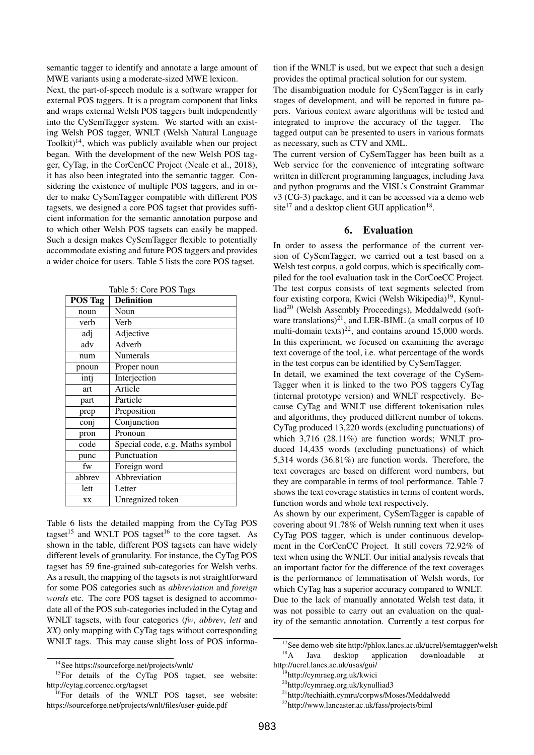semantic tagger to identify and annotate a large amount of MWE variants using a moderate-sized MWE lexicon.

Next, the part-of-speech module is a software wrapper for external POS taggers. It is a program component that links and wraps external Welsh POS taggers built independently into the CySemTagger system. We started with an existing Welsh POS tagger, WNLT (Welsh Natural Language Toolkit)[14], which was publicly available when our project began. With the development of the new Welsh POS tagger, CyTag, in the CorCenCC Project (Neale et al., 2018), it has also been integrated into the semantic tagger. Considering the existence of multiple POS taggers, and in order to make CySemTagger compatible with different POS tagsets, we designed a core POS tagset that provides sufficient information for the semantic annotation purpose and to which other Welsh POS tagsets can easily be mapped. Such a design makes CySemTagger flexible to potentially accommodate existing and future POS taggers and provides a wider choice for users. Table 5 lists the core POS tagset.

Table 5: Core POS Tags

| POS Tag | Definition |
|---|---|
| noun | Noun |
| verb | Verb |
| adj | Adjective |
| adv | Adverb |
| num | Numerals |
| pnoun | Proper noun |
| intj | Interjection |
| art | Article |
| part | Particle |
| prep | Preposition |
| conj | Conjunction |
| pron | Pronoun |
| code | Special code, e.g. Maths symbol |
| punc | Punctuation |
| fw | Foreign word |
| abbrev | Abbreviation |
| lett | Letter |
| xx | Unregnized token |

Table 6 lists the detailed mapping from the CyTag POS tagset[15] and WNLT POS tagset[16] to the core tagset. As shown in the table, different POS tagsets can have widely different levels of granularity. For instance, the CyTag POS tagset has 59 fine-grained sub-categories for Welsh verbs. As a result, the mapping of the tagsets is not straightforward for some POS categories such as *abbreviation* and *foreign words* etc. The core POS tagset is designed to accommodate all of the POS sub-categories included in the Cytag and WNLT tagsets, with four categories (*fw*, *abbrev*, *lett* and *XX*) only mapping with CyTag tags without corresponding WNLT tags. This may cause slight loss of POS information if the WNLT is used, but we expect that such a design provides the optimal practical solution for our system.

The disambiguation module for CySemTagger is in early stages of development, and will be reported in future papers. Various context aware algorithms will be tested and integrated to improve the accuracy of the tagger. The tagged output can be presented to users in various formats as necessary, such as CTV and XML.

The current version of CySemTagger has been built as a Web service for the convenience of integrating software written in different programming languages, including Java and python programs and the VISL's Constraint Grammar v3 (CG-3) package, and it can be accessed via a demo web site[17] and a desktop client GUI application[18].

## 6. Evaluation

In order to assess the performance of the current version of CySemTagger, we carried out a test based on a Welsh test corpus, a gold corpus, which is specifically compiled for the tool evaluation task in the CorCoeCC Project. The test corpus consists of text segments selected from four existing corpora, Kwici (Welsh Wikipedia)[19], Kynulliad[20] (Welsh Assembly Proceedings), Meddalwedd (software translations)[21], and LER-BIML (a small corpus of 10 multi-domain texts)[22], and contains around 15,000 words. In this experiment, we focused on examining the average text coverage of the tool, i.e. what percentage of the words in the test corpus can be identified by CySemTagger.

In detail, we examined the text coverage of the CySemTagger when it is linked to the two POS taggers CyTag (internal prototype version) and WNLT respectively. Because CyTag and WNLT use different tokenisation rules and algorithms, they produced different number of tokens. CyTag produced 13,220 words (excluding punctuations) of which 3,716 (28.11%) are function words; WNLT produced 14,435 words (excluding punctuations) of which 5,314 words (36.81%) are function words. Therefore, the text coverages are based on different word numbers, but they are comparable in terms of tool performance. Table 7 shows the text coverage statistics in terms of content words, function words and whole text respectively.

As shown by our experiment, CySemTagger is capable of covering about 91.78% of Welsh running text when it uses CyTag POS tagger, which is under continuous development in the CorCenCC Project. It still covers 72.92% of text when using the WNLT. Our initial analysis reveals that an important factor for the difference of the text coverages is the performance of lemmatisation of Welsh words, for which CyTag has a superior accuracy compared to WNLT.

Due to the lack of manually annotated Welsh test data, it was not possible to carry out an evaluation on the quality of the semantic annotation. Currently a test corpus for

---

[14] See https://sourceforge.net/projects/wnlt/

[15] For details of the CyTag POS tagset, see website: http://cytag.corcencc.org/tagset

[16] For details of the WNLT POS tagset, see website: https://sourceforge.net/projects/wnlt/files/user-guide.pdf

[17] See demo web site http://phlox.lancs.ac.uk/ucrel/semtagger/welsh

[18] A Java desktop application downloadable at http://ucrel.lancs.ac.uk/usas/gui/

[19] http://cymraeg.org.uk/kwici

[20] http://cymraeg.org.uk/kynulliad3

[21] http://techiaith.cymru/corpws/Moses/Meddalwedd

[22] http://www.lancaster.ac.uk/fass/projects/biml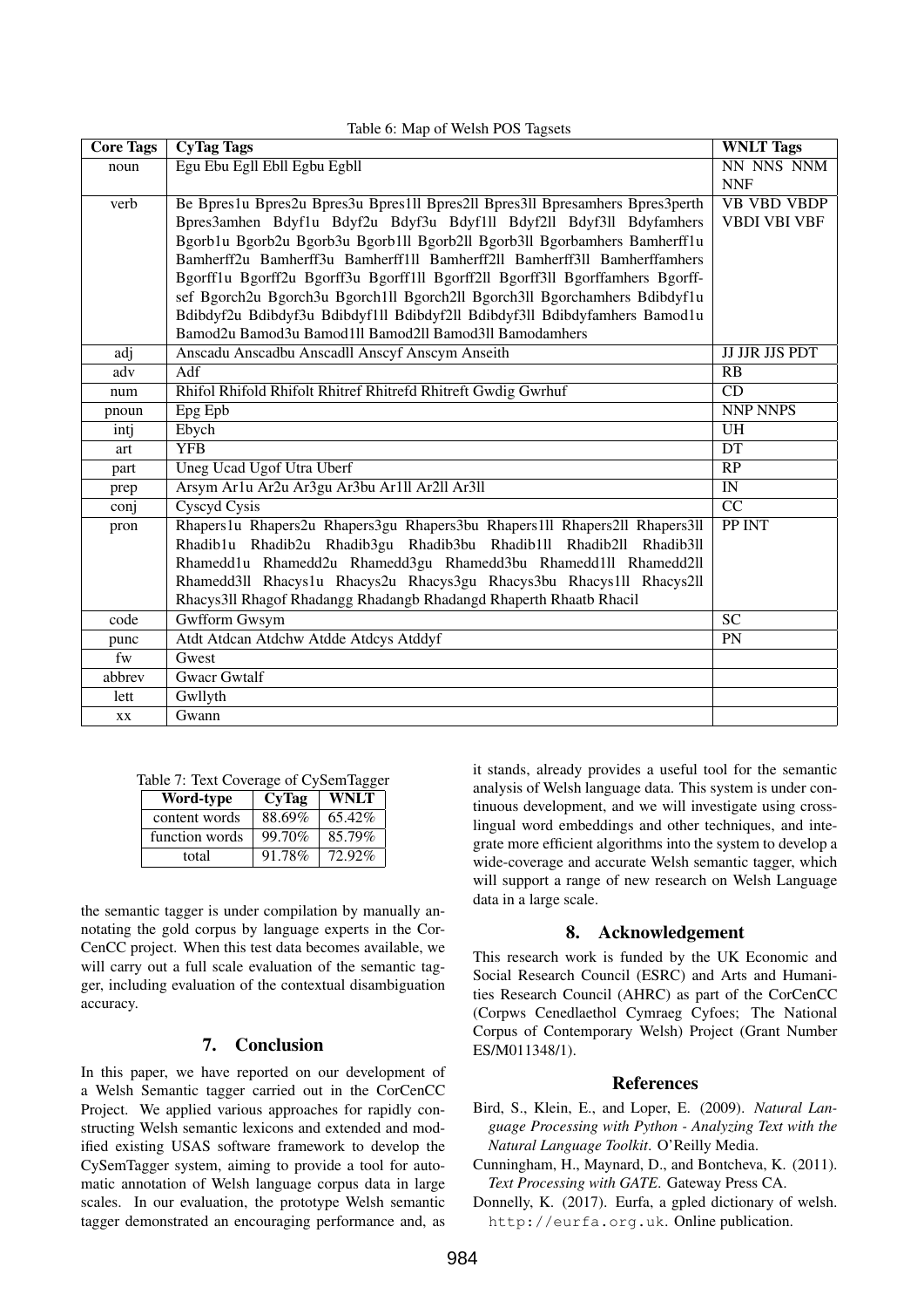Table 6: Map of Welsh POS Tagsets

| Core Tags | CyTag Tags | WNLT Tags |
|---|---|---|
| noun | Egu Ebu Egll Ebll Egbu Egbll | NN NNS NNM NNF |
| verb | Be Bpres1u Bpres2u Bpres3u Bpres1ll Bpres2ll Bpres3ll Bpresamhers Bpres3perth Bpres3amhen Bdyf1u Bdyf2u Bdyf3u Bdyf1ll Bdyf2ll Bdyf3ll Bdyfamhers Bgorb1u Bgorb2u Bgorb3u Bgorb1ll Bgorb2ll Bgorb3ll Bgorbamhers Bamherff1u Bamherff2u Bamherff3u Bamherff1ll Bamherff2ll Bamherff3ll Bamherffamhers Bgorff1u Bgorff2u Bgorff3u Bgorff1ll Bgorff2ll Bgorff3ll Bgorffamhers Bgorffsef Bgorch2u Bgorch3u Bgorch1ll Bgorch2ll Bgorch3ll Bgorchamhers Bdibdyf1u Bdibdyf2u Bdibdyf3u Bdibdyf1ll Bdibdyf2ll Bdibdyf3ll Bdibdyfamhers Bamod1u Bamod2u Bamod3u Bamod1ll Bamod2ll Bamod3ll Bamodamhers | VB VBD VBDP VBDI VBI VBF |
| adj | Anscadu Anscadbu Anscadll Anscyf Anscym Anseith | JJ JJR JJS PDT |
| adv | Adf | RB |
| num | Rhifol Rhifold Rhifolt Rhitref Rhitrefd Rhitreft Gwdig Gwrhuf | CD |
| pnoun | Epg Epb | NNP NNPS |
| intj | Ebych | UH |
| art | YFB | DT |
| part | Uneg Ucad Ugof Utra Uberf | RP |
| prep | Arsym Ar1u Ar2u Ar3gu Ar3bu Ar1ll Ar2ll Ar3ll | IN |
| conj | Cyscyd Cysis | CC |
| pron | Rhapers1u Rhapers2u Rhapers3gu Rhapers3bu Rhapers1ll Rhapers2ll Rhapers3ll Rhadib1u Rhadib2u Rhadib3gu Rhadib3bu Rhadib1ll Rhadib2ll Rhadib3ll Rhamedd1u Rhamedd2u Rhamedd3gu Rhamedd3bu Rhamedd1ll Rhamedd2ll Rhamedd3ll Rhacys1u Rhacys2u Rhacys3gu Rhacys3bu Rhacys1ll Rhacys2ll Rhacys3ll Rhagof Rhadangg Rhadangb Rhadangd Rhaperth Rhaatb Rhacil | PP INT |
| code | Gwfform Gwsym | SC |
| punc | Atdt Atdcan Atdchw Atdde Atdcys Atddyf | PN |
| fw | Gwest | |
| abbrev | Gwacr Gwtalf | |
| lett | Gwllyth | |
| xx | Gwann | |

Table 7: Text Coverage of CySemTagger

| Word-type | CyTag | WNLT |
|---|---|---|
| content words | 88.69% | 65.42% |
| function words | 99.70% | 85.79% |
| total | 91.78% | 72.92% |

the semantic tagger is under compilation by manually annotating the gold corpus by language experts in the CorCenCC project. When this test data becomes available, we will carry out a full scale evaluation of the semantic tagger, including evaluation of the contextual disambiguation accuracy.

## 7. Conclusion

In this paper, we have reported on our development of a Welsh Semantic tagger carried out in the CorCenCC Project. We applied various approaches for rapidly constructing Welsh semantic lexicons and extended and modified existing USAS software framework to develop the CySemTagger system, aiming to provide a tool for automatic annotation of Welsh language corpus data in large scales. In our evaluation, the prototype Welsh semantic tagger demonstrated an encouraging performance and, as it stands, already provides a useful tool for the semantic analysis of Welsh language data. This system is under continuous development, and we will investigate using cross-lingual word embeddings and other techniques, and integrate more efficient algorithms into the system to develop a wide-coverage and accurate Welsh semantic tagger, which will support a range of new research on Welsh Language data in a large scale.

## 8. Acknowledgement

This research work is funded by the UK Economic and Social Research Council (ESRC) and Arts and Humanities Research Council (AHRC) as part of the CorCenCC (Corpws Cenedlaethol Cymraeg Cyfoes; The National Corpus of Contemporary Welsh) Project (Grant Number ES/M011348/1).

## References

Bird, S., Klein, E., and Loper, E. (2009). *Natural Language Processing with Python - Analyzing Text with the Natural Language Toolkit*. O'Reilly Media.

Cunningham, H., Maynard, D., and Bontcheva, K. (2011). *Text Processing with GATE*. Gateway Press CA.

Donnelly, K. (2017). Eurfa, a gpled dictionary of welsh. http://eurfa.org.uk. Online publication.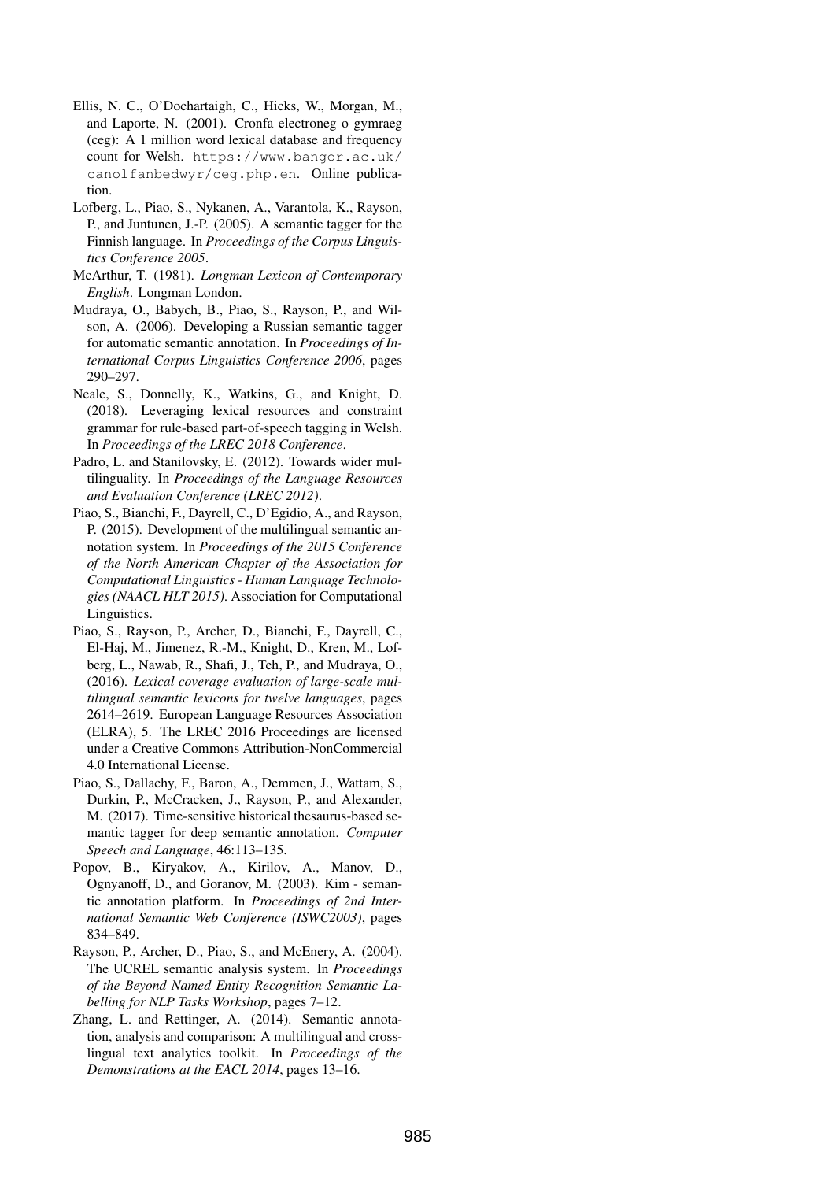Ellis, N. C., O'Dochartaigh, C., Hicks, W., Morgan, M., and Laporte, N. (2001). Cronfa electroneg o gymraeg (ceg): A 1 million word lexical database and frequency count for Welsh. https://www.bangor.ac.uk/canolfanbedwyr/ceg.php.en. Online publication.

Lofberg, L., Piao, S., Nykanen, A., Varantola, K., Rayson, P., and Juntunen, J.-P. (2005). A semantic tagger for the Finnish language. In *Proceedings of the Corpus Linguistics Conference 2005*.

McArthur, T. (1981). *Longman Lexicon of Contemporary English*. Longman London.

Mudraya, O., Babych, B., Piao, S., Rayson, P., and Wilson, A. (2006). Developing a Russian semantic tagger for automatic semantic annotation. In *Proceedings of International Corpus Linguistics Conference 2006*, pages 290–297.

Neale, S., Donnelly, K., Watkins, G., and Knight, D. (2018). Leveraging lexical resources and constraint grammar for rule-based part-of-speech tagging in Welsh. In *Proceedings of the LREC 2018 Conference*.

Padro, L. and Stanilovsky, E. (2012). Towards wider multilinguality. In *Proceedings of the Language Resources and Evaluation Conference (LREC 2012)*.

Piao, S., Bianchi, F., Dayrell, C., D'Egidio, A., and Rayson, P. (2015). Development of the multilingual semantic annotation system. In *Proceedings of the 2015 Conference of the North American Chapter of the Association for Computational Linguistics - Human Language Technologies (NAACL HLT 2015)*. Association for Computational Linguistics.

Piao, S., Rayson, P., Archer, D., Bianchi, F., Dayrell, C., El-Haj, M., Jimenez, R.-M., Knight, D., Kren, M., Lofberg, L., Nawab, R., Shafi, J., Teh, P., and Mudraya, O., (2016). *Lexical coverage evaluation of large-scale multilingual semantic lexicons for twelve languages*, pages 2614–2619. European Language Resources Association (ELRA), 5. The LREC 2016 Proceedings are licensed under a Creative Commons Attribution-NonCommercial 4.0 International License.

Piao, S., Dallachy, F., Baron, A., Demmen, J., Wattam, S., Durkin, P., McCracken, J., Rayson, P., and Alexander, M. (2017). Time-sensitive historical thesaurus-based semantic tagger for deep semantic annotation. *Computer Speech and Language*, 46:113–135.

Popov, B., Kiryakov, A., Kirilov, A., Manov, D., Ognyanoff, D., and Goranov, M. (2003). Kim - semantic annotation platform. In *Proceedings of 2nd International Semantic Web Conference (ISWC2003)*, pages 834–849.

Rayson, P., Archer, D., Piao, S., and McEnery, A. (2004). The UCREL semantic analysis system. In *Proceedings of the Beyond Named Entity Recognition Semantic Labelling for NLP Tasks Workshop*, pages 7–12.

Zhang, L. and Rettinger, A. (2014). Semantic annotation, analysis and comparison: A multilingual and cross-lingual text analytics toolkit. In *Proceedings of the Demonstrations at the EACL 2014*, pages 13–16.